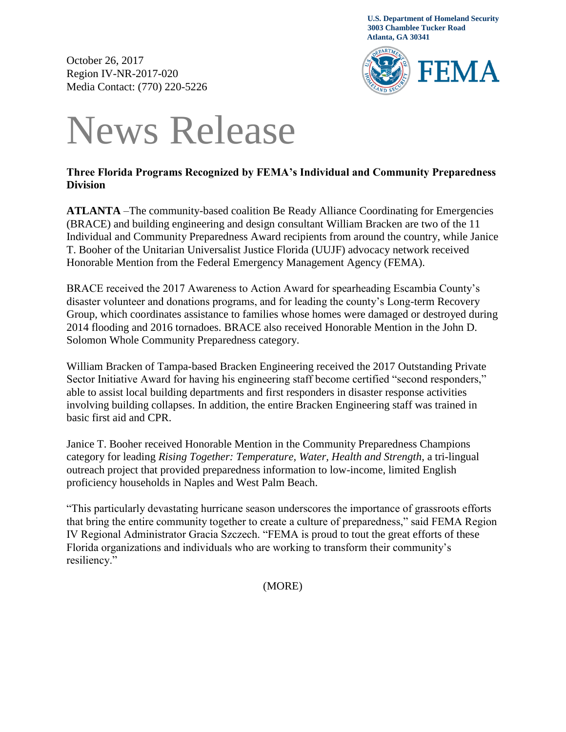U.S. Department of Homeland Security
3003 Chamblee Tucker Road
Atlanta, GA 30341

October 26, 2017
Region IV-NR-2017-020
Media Contact: (770) 220-5226

FEMA

# News Release

**Three Florida Programs Recognized by FEMA's Individual and Community Preparedness Division**

**ATLANTA** –The community-based coalition Be Ready Alliance Coordinating for Emergencies (BRACE) and building engineering and design consultant William Bracken are two of the 11 Individual and Community Preparedness Award recipients from around the country, while Janice T. Booher of the Unitarian Universalist Justice Florida (UUJF) advocacy network received Honorable Mention from the Federal Emergency Management Agency (FEMA).

BRACE received the 2017 Awareness to Action Award for spearheading Escambia County's disaster volunteer and donations programs, and for leading the county's Long-term Recovery Group, which coordinates assistance to families whose homes were damaged or destroyed during 2014 flooding and 2016 tornadoes. BRACE also received Honorable Mention in the John D. Solomon Whole Community Preparedness category.

William Bracken of Tampa-based Bracken Engineering received the 2017 Outstanding Private Sector Initiative Award for having his engineering staff become certified "second responders," able to assist local building departments and first responders in disaster response activities involving building collapses. In addition, the entire Bracken Engineering staff was trained in basic first aid and CPR.

Janice T. Booher received Honorable Mention in the Community Preparedness Champions category for leading *Rising Together: Temperature, Water, Health and Strength*, a tri-lingual outreach project that provided preparedness information to low-income, limited English proficiency households in Naples and West Palm Beach.

"This particularly devastating hurricane season underscores the importance of grassroots efforts that bring the entire community together to create a culture of preparedness," said FEMA Region IV Regional Administrator Gracia Szczech. "FEMA is proud to tout the great efforts of these Florida organizations and individuals who are working to transform their community's resiliency."

(MORE)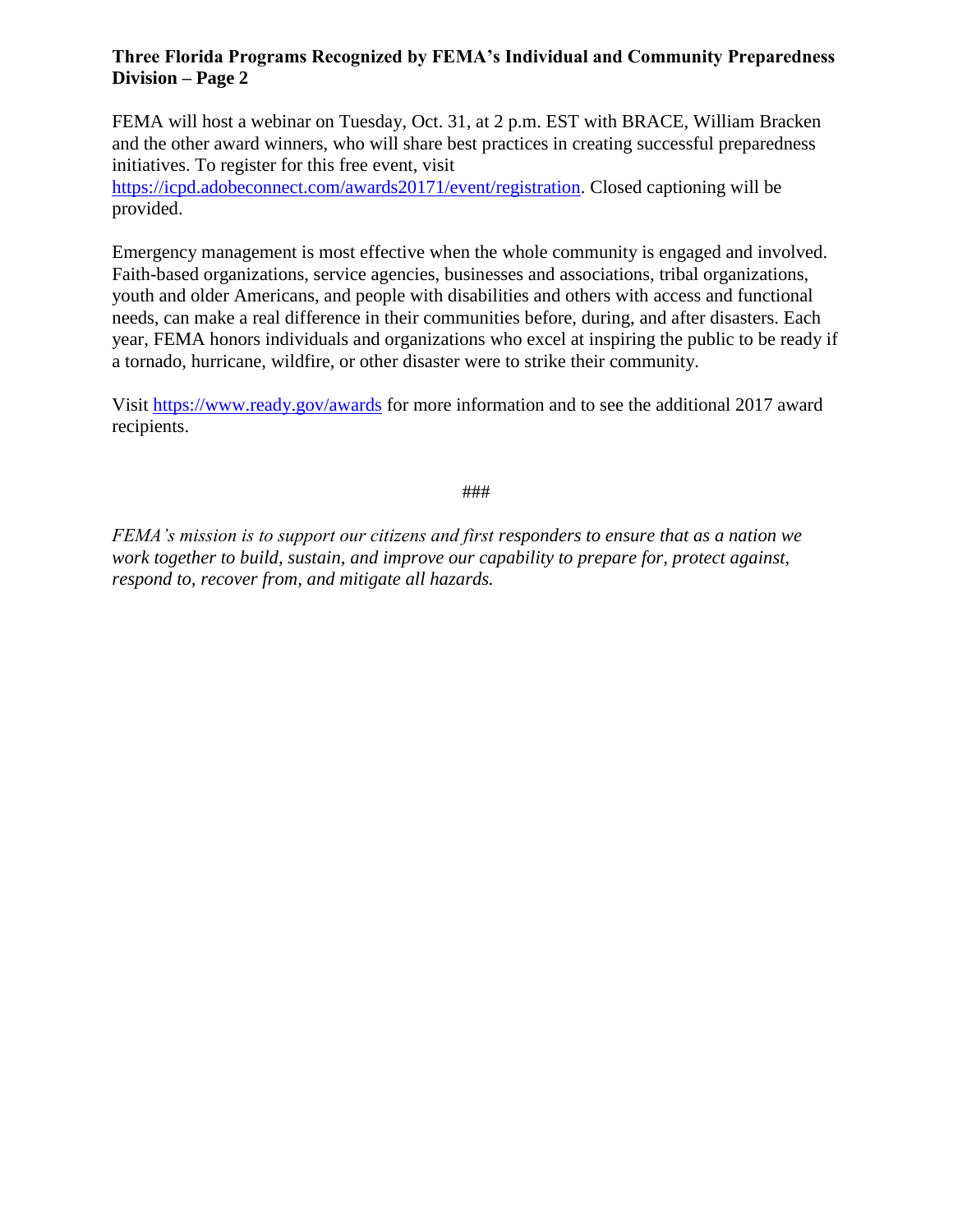**Three Florida Programs Recognized by FEMA's Individual and Community Preparedness Division – Page 2**

FEMA will host a webinar on Tuesday, Oct. 31, at 2 p.m. EST with BRACE, William Bracken and the other award winners, who will share best practices in creating successful preparedness initiatives. To register for this free event, visit https://icpd.adobeconnect.com/awards20171/event/registration. Closed captioning will be provided.

Emergency management is most effective when the whole community is engaged and involved. Faith-based organizations, service agencies, businesses and associations, tribal organizations, youth and older Americans, and people with disabilities and others with access and functional needs, can make a real difference in their communities before, during, and after disasters. Each year, FEMA honors individuals and organizations who excel at inspiring the public to be ready if a tornado, hurricane, wildfire, or other disaster were to strike their community.

Visit https://www.ready.gov/awards for more information and to see the additional 2017 award recipients.

###

*FEMA's mission is to support our citizens and first responders to ensure that as a nation we work together to build, sustain, and improve our capability to prepare for, protect against, respond to, recover from, and mitigate all hazards.*